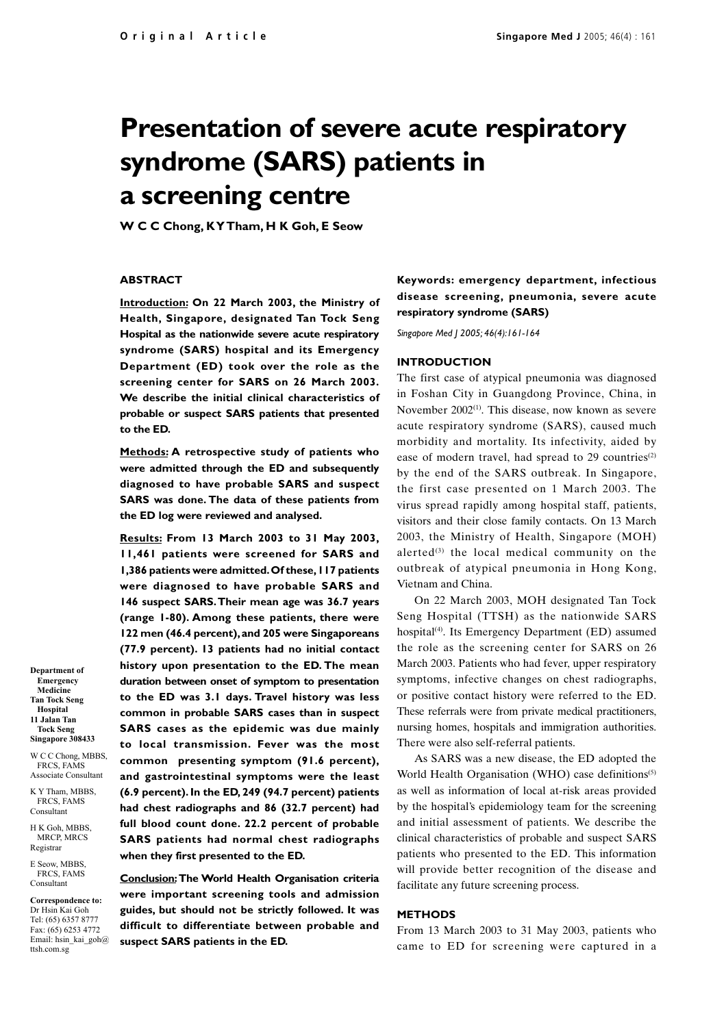Original Article

# Presentation of severe acute respiratory syndrome (SARS) patients in a screening centre

**W C C Chong, K Y Tham, H K Goh, E Seow**

## ABSTRACT

**Introduction: On 22 March 2003, the Ministry of Health, Singapore, designated Tan Tock Seng Hospital as the nationwide severe acute respiratory syndrome (SARS) hospital and its Emergency Department (ED) took over the role as the screening center for SARS on 26 March 2003. We describe the initial clinical characteristics of probable or suspect SARS patients that presented to the ED.**

**Methods: A retrospective study of patients who were admitted through the ED and subsequently diagnosed to have probable SARS and suspect SARS was done. The data of these patients from the ED log were reviewed and analysed.**

**Results: From 13 March 2003 to 31 May 2003, 11,461 patients were screened for SARS and 1,386 patients were admitted. Of these, 117 patients were diagnosed to have probable SARS and 146 suspect SARS. Their mean age was 36.7 years (range 1-80). Among these patients, there were 122 men (46.4 percent), and 205 were Singaporeans (77.9 percent). 13 patients had no initial contact history upon presentation to the ED. The mean duration between onset of symptom to presentation to the ED was 3.1 days. Travel history was less common in probable SARS cases than in suspect SARS cases as the epidemic was due mainly to local transmission. Fever was the most common presenting symptom (91.6 percent), and gastrointestinal symptoms were the least (6.9 percent). In the ED, 249 (94.7 percent) patients had chest radiographs and 86 (32.7 percent) had full blood count done. 22.2 percent of probable SARS patients had normal chest radiographs when they first presented to the ED.**

**Conclusion: The World Health Organisation criteria were important screening tools and admission guides, but should not be strictly followed. It was difficult to differentiate between probable and suspect SARS patients in the ED.**

**Keywords: emergency department, infectious disease screening, pneumonia, severe acute respiratory syndrome (SARS)**

*Singapore Med J 2005; 46(4):161-164*

**Department of Emergency Medicine**
**Tan Tock Seng Hospital**
**11 Jalan Tan Tock Seng**
**Singapore 308433**

W C C Chong, MBBS, FRCS, FAMS
Associate Consultant

K Y Tham, MBBS, FRCS, FAMS
Consultant

H K Goh, MBBS, MRCP, MRCS
Registrar

E Seow, MBBS, FRCS, FAMS
Consultant

**Correspondence to:**
Dr Hsin Kai Goh
Tel: (65) 6357 8777
Fax: (65) 6253 4772
Email: hsin_kai_goh@ttsh.com.sg

## INTRODUCTION

The first case of atypical pneumonia was diagnosed in Foshan City in Guangdong Province, China, in November 2002[1]. This disease, now known as severe acute respiratory syndrome (SARS), caused much morbidity and mortality. Its infectivity, aided by ease of modern travel, had spread to 29 countries[2] by the end of the SARS outbreak. In Singapore, the first case presented on 1 March 2003. The virus spread rapidly among hospital staff, patients, visitors and their close family contacts. On 13 March 2003, the Ministry of Health, Singapore (MOH) alerted[3] the local medical community on the outbreak of atypical pneumonia in Hong Kong, Vietnam and China.

On 22 March 2003, MOH designated Tan Tock Seng Hospital (TTSH) as the nationwide SARS hospital[4]. Its Emergency Department (ED) assumed the role as the screening center for SARS on 26 March 2003. Patients who had fever, upper respiratory symptoms, infective changes on chest radiographs, or positive contact history were referred to the ED. These referrals were from private medical practitioners, nursing homes, hospitals and immigration authorities. There were also self-referral patients.

As SARS was a new disease, the ED adopted the World Health Organisation (WHO) case definitions[5] as well as information of local at-risk areas provided by the hospital's epidemiology team for the screening and initial assessment of patients. We describe the clinical characteristics of probable and suspect SARS patients who presented to the ED. This information will provide better recognition of the disease and facilitate any future screening process.

## METHODS

From 13 March 2003 to 31 May 2003, patients who came to ED for screening were captured in a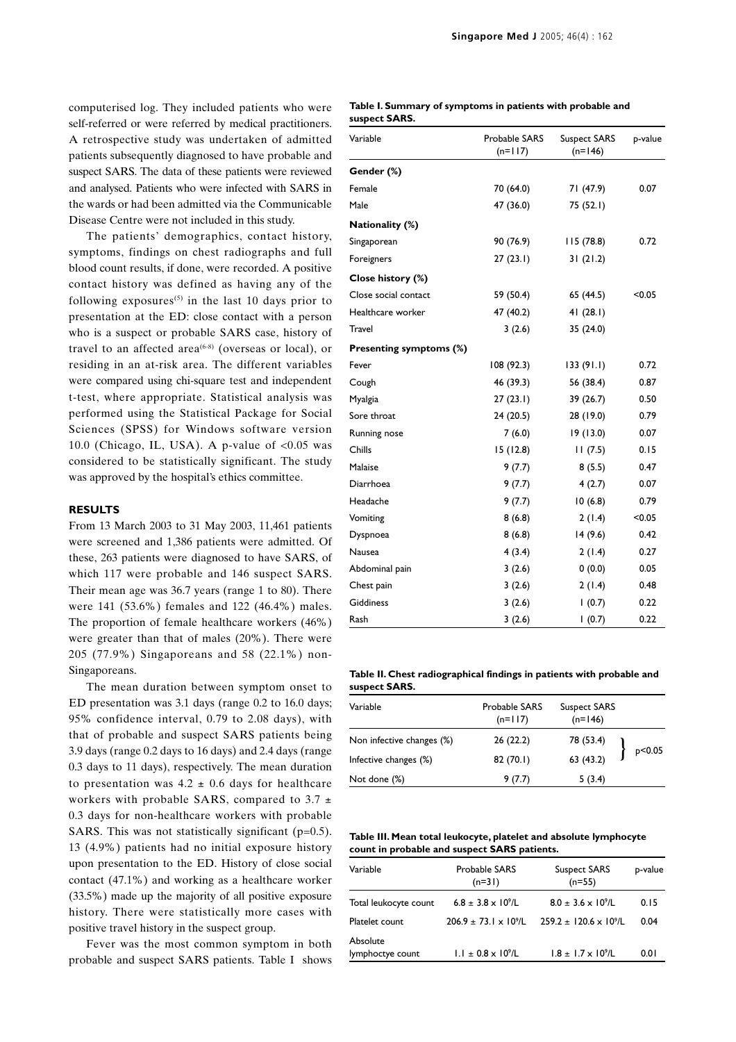computerised log. They included patients who were self-referred or were referred by medical practitioners. A retrospective study was undertaken of admitted patients subsequently diagnosed to have probable and suspect SARS. The data of these patients were reviewed and analysed. Patients who were infected with SARS in the wards or had been admitted via the Communicable Disease Centre were not included in this study.

The patients' demographics, contact history, symptoms, findings on chest radiographs and full blood count results, if done, were recorded. A positive contact history was defined as having any of the following exposures[5] in the last 10 days prior to presentation at the ED: close contact with a person who is a suspect or probable SARS case, history of travel to an affected area[6-8] (overseas or local), or residing in an at-risk area. The different variables were compared using chi-square test and independent t-test, where appropriate. Statistical analysis was performed using the Statistical Package for Social Sciences (SPSS) for Windows software version 10.0 (Chicago, IL, USA). A p-value of <0.05 was considered to be statistically significant. The study was approved by the hospital's ethics committee.

## RESULTS

From 13 March 2003 to 31 May 2003, 11,461 patients were screened and 1,386 patients were admitted. Of these, 263 patients were diagnosed to have SARS, of which 117 were probable and 146 suspect SARS. Their mean age was 36.7 years (range 1 to 80). There were 141 (53.6%) females and 122 (46.4%) males. The proportion of female healthcare workers (46%) were greater than that of males (20%). There were 205 (77.9%) Singaporeans and 58 (22.1%) non-Singaporeans.

The mean duration between symptom onset to ED presentation was 3.1 days (range 0.2 to 16.0 days; 95% confidence interval, 0.79 to 2.08 days), with that of probable and suspect SARS patients being 3.9 days (range 0.2 days to 16 days) and 2.4 days (range 0.3 days to 11 days), respectively. The mean duration to presentation was $4.2 \pm 0.6$ days for healthcare workers with probable SARS, compared to $3.7 \pm 0.3$ days for non-healthcare workers with probable SARS. This was not statistically significant (p=0.5). 13 (4.9%) patients had no initial exposure history upon presentation to the ED. History of close social contact (47.1%) and working as a healthcare worker (33.5%) made up the majority of all positive exposure history. There were statistically more cases with positive travel history in the suspect group.

Fever was the most common symptom in both probable and suspect SARS patients. Table I shows

**Table I. Summary of symptoms in patients with probable and suspect SARS.**

| Variable | Probable SARS (n=117) | Suspect SARS (n=146) | p-value |
|---|---|---|---|
| **Gender (%)** | | | |
| Female | 70 (64.0) | 71 (47.9) | 0.07 |
| Male | 47 (36.0) | 75 (52.1) | |
| **Nationality (%)** | | | |
| Singaporean | 90 (76.9) | 115 (78.8) | 0.72 |
| Foreigners | 27 (23.1) | 31 (21.2) | |
| **Close history (%)** | | | |
| Close social contact | 59 (50.4) | 65 (44.5) | <0.05 |
| Healthcare worker | 47 (40.2) | 41 (28.1) | |
| Travel | 3 (2.6) | 35 (24.0) | |
| **Presenting symptoms (%)** | | | |
| Fever | 108 (92.3) | 133 (91.1) | 0.72 |
| Cough | 46 (39.3) | 56 (38.4) | 0.87 |
| Myalgia | 27 (23.1) | 39 (26.7) | 0.50 |
| Sore throat | 24 (20.5) | 28 (19.0) | 0.79 |
| Running nose | 7 (6.0) | 19 (13.0) | 0.07 |
| Chills | 15 (12.8) | 11 (7.5) | 0.15 |
| Malaise | 9 (7.7) | 8 (5.5) | 0.47 |
| Diarrhoea | 9 (7.7) | 4 (2.7) | 0.07 |
| Headache | 9 (7.7) | 10 (6.8) | 0.79 |
| Vomiting | 8 (6.8) | 2 (1.4) | <0.05 |
| Dyspnoea | 8 (6.8) | 14 (9.6) | 0.42 |
| Nausea | 4 (3.4) | 2 (1.4) | 0.27 |
| Abdominal pain | 3 (2.6) | 0 (0.0) | 0.05 |
| Chest pain | 3 (2.6) | 2 (1.4) | 0.48 |
| Giddiness | 3 (2.6) | 1 (0.7) | 0.22 |
| Rash | 3 (2.6) | 1 (0.7) | 0.22 |

**Table II. Chest radiographical findings in patients with probable and suspect SARS.**

| Variable | Probable SARS (n=117) | Suspect SARS (n=146) | |
|---|---|---|---|
| Non infective changes (%) | 26 (22.2) | 78 (53.4) | p<0.05 |
| Infective changes (%) | 82 (70.1) | 63 (43.2) | |
| Not done (%) | 9 (7.7) | 5 (3.4) | |

**Table III. Mean total leukocyte, platelet and absolute lymphocyte count in probable and suspect SARS patients.**

| Variable | Probable SARS (n=31) | Suspect SARS (n=55) | p-value |
|---|---|---|---|
| Total leukocyte count | $6.8 \pm 3.8 \times 10^9$/L | $8.0 \pm 3.6 \times 10^9$/L | 0.15 |
| Platelet count | $206.9 \pm 73.1 \times 10^9$/L | $259.2 \pm 120.6 \times 10^9$/L | 0.04 |
| Absolute lymphoctye count | $1.1 \pm 0.8 \times 10^9$/L | $1.8 \pm 1.7 \times 10^9$/L | 0.01 |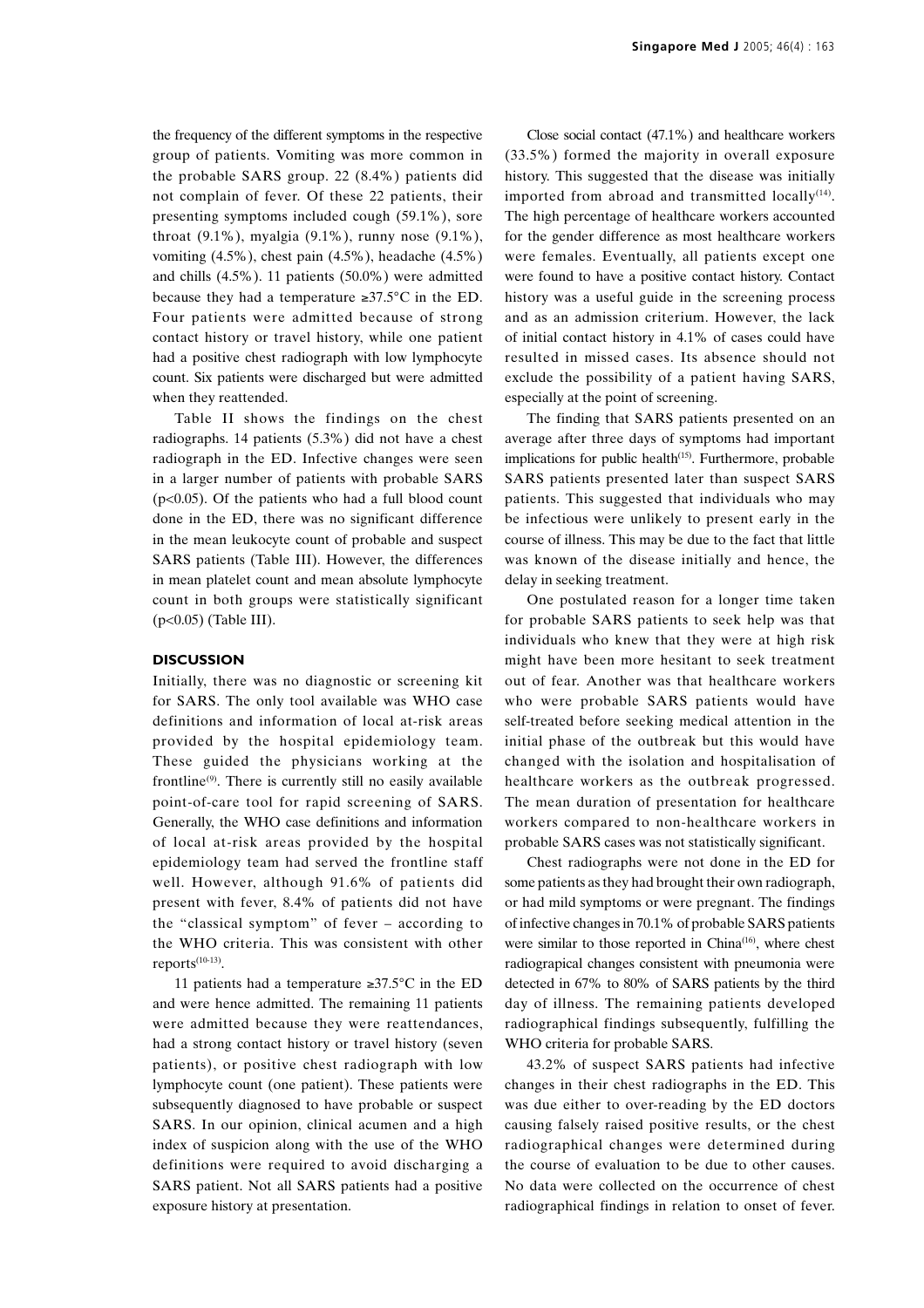the frequency of the different symptoms in the respective group of patients. Vomiting was more common in the probable SARS group. 22 (8.4%) patients did not complain of fever. Of these 22 patients, their presenting symptoms included cough (59.1%), sore throat (9.1%), myalgia (9.1%), runny nose (9.1%), vomiting (4.5%), chest pain (4.5%), headache (4.5%) and chills (4.5%). 11 patients (50.0%) were admitted because they had a temperature ≥37.5°C in the ED. Four patients were admitted because of strong contact history or travel history, while one patient had a positive chest radiograph with low lymphocyte count. Six patients were discharged but were admitted when they reattended.

Table II shows the findings on the chest radiographs. 14 patients (5.3%) did not have a chest radiograph in the ED. Infective changes were seen in a larger number of patients with probable SARS ($p<0.05$). Of the patients who had a full blood count done in the ED, there was no significant difference in the mean leukocyte count of probable and suspect SARS patients (Table III). However, the differences in mean platelet count and mean absolute lymphocyte count in both groups were statistically significant ($p<0.05$) (Table III).

## DISCUSSION

Initially, there was no diagnostic or screening kit for SARS. The only tool available was WHO case definitions and information of local at-risk areas provided by the hospital epidemiology team. These guided the physicians working at the frontline[9]. There is currently still no easily available point-of-care tool for rapid screening of SARS. Generally, the WHO case definitions and information of local at-risk areas provided by the hospital epidemiology team had served the frontline staff well. However, although 91.6% of patients did present with fever, 8.4% of patients did not have the "classical symptom" of fever – according to the WHO criteria. This was consistent with other reports[10-13].

11 patients had a temperature ≥37.5°C in the ED and were hence admitted. The remaining 11 patients were admitted because they were reattendances, had a strong contact history or travel history (seven patients), or positive chest radiograph with low lymphocyte count (one patient). These patients were subsequently diagnosed to have probable or suspect SARS. In our opinion, clinical acumen and a high index of suspicion along with the use of the WHO definitions were required to avoid discharging a SARS patient. Not all SARS patients had a positive exposure history at presentation.

Close social contact (47.1%) and healthcare workers (33.5%) formed the majority in overall exposure history. This suggested that the disease was initially imported from abroad and transmitted locally[14]. The high percentage of healthcare workers accounted for the gender difference as most healthcare workers were females. Eventually, all patients except one were found to have a positive contact history. Contact history was a useful guide in the screening process and as an admission criterium. However, the lack of initial contact history in 4.1% of cases could have resulted in missed cases. Its absence should not exclude the possibility of a patient having SARS, especially at the point of screening.

The finding that SARS patients presented on an average after three days of symptoms had important implications for public health[15]. Furthermore, probable SARS patients presented later than suspect SARS patients. This suggested that individuals who may be infectious were unlikely to present early in the course of illness. This may be due to the fact that little was known of the disease initially and hence, the delay in seeking treatment.

One postulated reason for a longer time taken for probable SARS patients to seek help was that individuals who knew that they were at high risk might have been more hesitant to seek treatment out of fear. Another was that healthcare workers who were probable SARS patients would have self-treated before seeking medical attention in the initial phase of the outbreak but this would have changed with the isolation and hospitalisation of healthcare workers as the outbreak progressed. The mean duration of presentation for healthcare workers compared to non-healthcare workers in probable SARS cases was not statistically significant.

Chest radiographs were not done in the ED for some patients as they had brought their own radiograph, or had mild symptoms or were pregnant. The findings of infective changes in 70.1% of probable SARS patients were similar to those reported in China[16], where chest radiograpical changes consistent with pneumonia were detected in 67% to 80% of SARS patients by the third day of illness. The remaining patients developed radiographical findings subsequently, fulfilling the WHO criteria for probable SARS.

43.2% of suspect SARS patients had infective changes in their chest radiographs in the ED. This was due either to over-reading by the ED doctors causing falsely raised positive results, or the chest radiographical changes were determined during the course of evaluation to be due to other causes. No data were collected on the occurrence of chest radiographical findings in relation to onset of fever.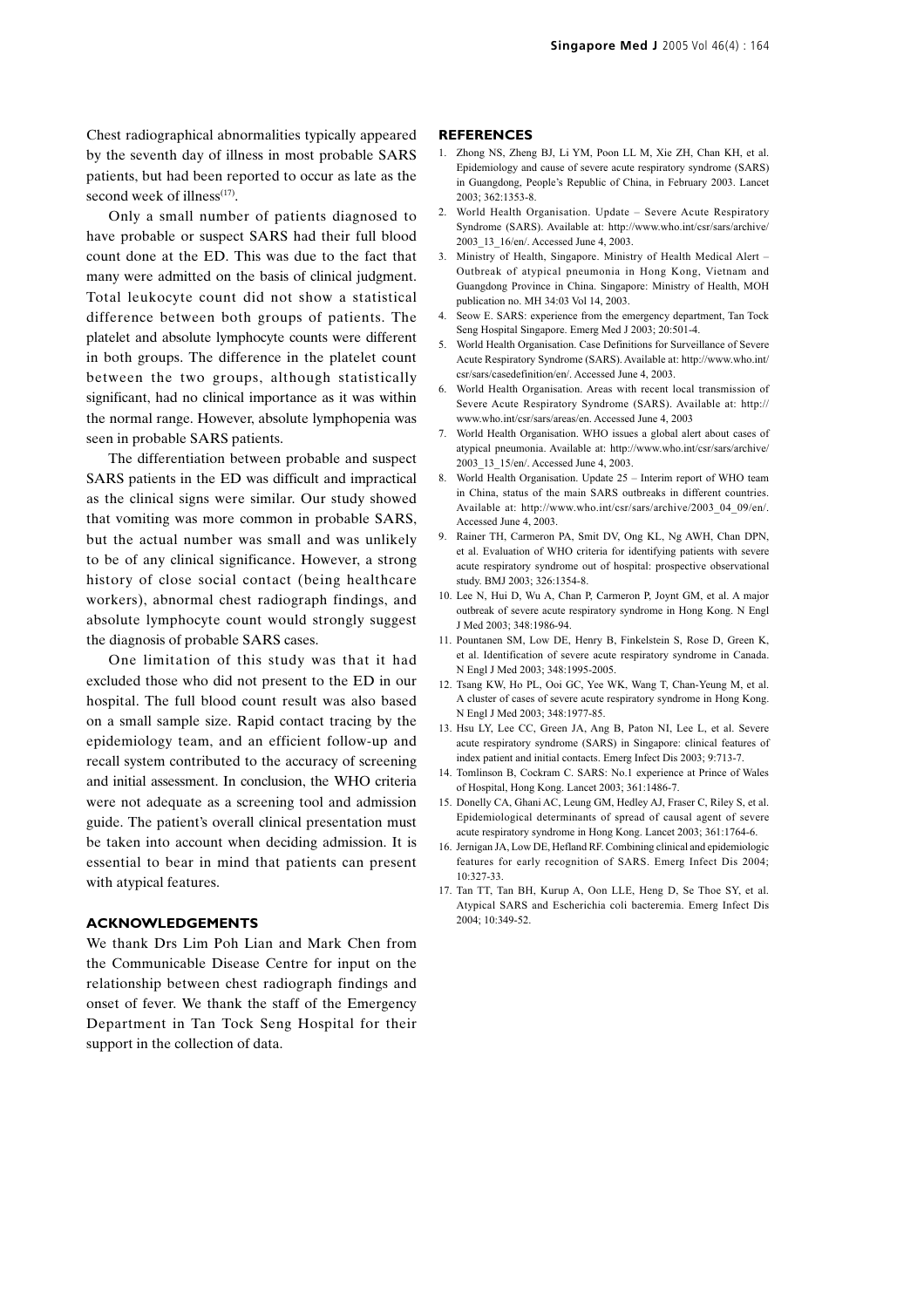Chest radiographical abnormalities typically appeared by the seventh day of illness in most probable SARS patients, but had been reported to occur as late as the second week of illness[17].

Only a small number of patients diagnosed to have probable or suspect SARS had their full blood count done at the ED. This was due to the fact that many were admitted on the basis of clinical judgment. Total leukocyte count did not show a statistical difference between both groups of patients. The platelet and absolute lymphocyte counts were different in both groups. The difference in the platelet count between the two groups, although statistically significant, had no clinical importance as it was within the normal range. However, absolute lymphopenia was seen in probable SARS patients.

The differentiation between probable and suspect SARS patients in the ED was difficult and impractical as the clinical signs were similar. Our study showed that vomiting was more common in probable SARS, but the actual number was small and was unlikely to be of any clinical significance. However, a strong history of close social contact (being healthcare workers), abnormal chest radiograph findings, and absolute lymphocyte count would strongly suggest the diagnosis of probable SARS cases.

One limitation of this study was that it had excluded those who did not present to the ED in our hospital. The full blood count result was also based on a small sample size. Rapid contact tracing by the epidemiology team, and an efficient follow-up and recall system contributed to the accuracy of screening and initial assessment. In conclusion, the WHO criteria were not adequate as a screening tool and admission guide. The patient's overall clinical presentation must be taken into account when deciding admission. It is essential to bear in mind that patients can present with atypical features.

## ACKNOWLEDGEMENTS

We thank Drs Lim Poh Lian and Mark Chen from the Communicable Disease Centre for input on the relationship between chest radiograph findings and onset of fever. We thank the staff of the Emergency Department in Tan Tock Seng Hospital for their support in the collection of data.

## REFERENCES

1. Zhong NS, Zheng BJ, Li YM, Poon LL M, Xie ZH, Chan KH, et al. Epidemiology and cause of severe acute respiratory syndrome (SARS) in Guangdong, People's Republic of China, in February 2003. Lancet 2003; 362:1353-8.
2. World Health Organisation. Update – Severe Acute Respiratory Syndrome (SARS). Available at: http://www.who.int/csr/sars/archive/2003_13_16/en/. Accessed June 4, 2003.
3. Ministry of Health, Singapore. Ministry of Health Medical Alert – Outbreak of atypical pneumonia in Hong Kong, Vietnam and Guangdong Province in China. Singapore: Ministry of Health, MOH publication no. MH 34:03 Vol 14, 2003.
4. Seow E. SARS: experience from the emergency department, Tan Tock Seng Hospital Singapore. Emerg Med J 2003; 20:501-4.
5. World Health Organisation. Case Definitions for Surveillance of Severe Acute Respiratory Syndrome (SARS). Available at: http://www.who.int/csr/sars/casedefinition/en/. Accessed June 4, 2003.
6. World Health Organisation. Areas with recent local transmission of Severe Acute Respiratory Syndrome (SARS). Available at: http://www.who.int/csr/sars/areas/en. Accessed June 4, 2003
7. World Health Organisation. WHO issues a global alert about cases of atypical pneumonia. Available at: http://www.who.int/csr/sars/archive/2003_13_15/en/. Accessed June 4, 2003.
8. World Health Organisation. Update 25 – Interim report of WHO team in China, status of the main SARS outbreaks in different countries. Available at: http://www.who.int/csr/sars/archive/2003_04_09/en/. Accessed June 4, 2003.
9. Rainer TH, Carmeron PA, Smit DV, Ong KL, Ng AWH, Chan DPN, et al. Evaluation of WHO criteria for identifying patients with severe acute respiratory syndrome out of hospital: prospective observational study. BMJ 2003; 326:1354-8.
10. Lee N, Hui D, Wu A, Chan P, Carmeron P, Joynt GM, et al. A major outbreak of severe acute respiratory syndrome in Hong Kong. N Engl J Med 2003; 348:1986-94.
11. Pountanen SM, Low DE, Henry B, Finkelstein S, Rose D, Green K, et al. Identification of severe acute respiratory syndrome in Canada. N Engl J Med 2003; 348:1995-2005.
12. Tsang KW, Ho PL, Ooi GC, Yee WK, Wang T, Chan-Yeung M, et al. A cluster of cases of severe acute respiratory syndrome in Hong Kong. N Engl J Med 2003; 348:1977-85.
13. Hsu LY, Lee CC, Green JA, Ang B, Paton NI, Lee L, et al. Severe acute respiratory syndrome (SARS) in Singapore: clinical features of index patient and initial contacts. Emerg Infect Dis 2003; 9:713-7.
14. Tomlinson B, Cockram C. SARS: No.1 experience at Prince of Wales of Hospital, Hong Kong. Lancet 2003; 361:1486-7.
15. Donelly CA, Ghani AC, Leung GM, Hedley AJ, Fraser C, Riley S, et al. Epidemiological determinants of spread of causal agent of severe acute respiratory syndrome in Hong Kong. Lancet 2003; 361:1764-6.
16. Jernigan JA, Low DE, Hefland RF. Combining clinical and epidemiologic features for early recognition of SARS. Emerg Infect Dis 2004; 10:327-33.
17. Tan TT, Tan BH, Kurup A, Oon LLE, Heng D, Se Thoe SY, et al. Atypical SARS and Escherichia coli bacteremia. Emerg Infect Dis 2004; 10:349-52.